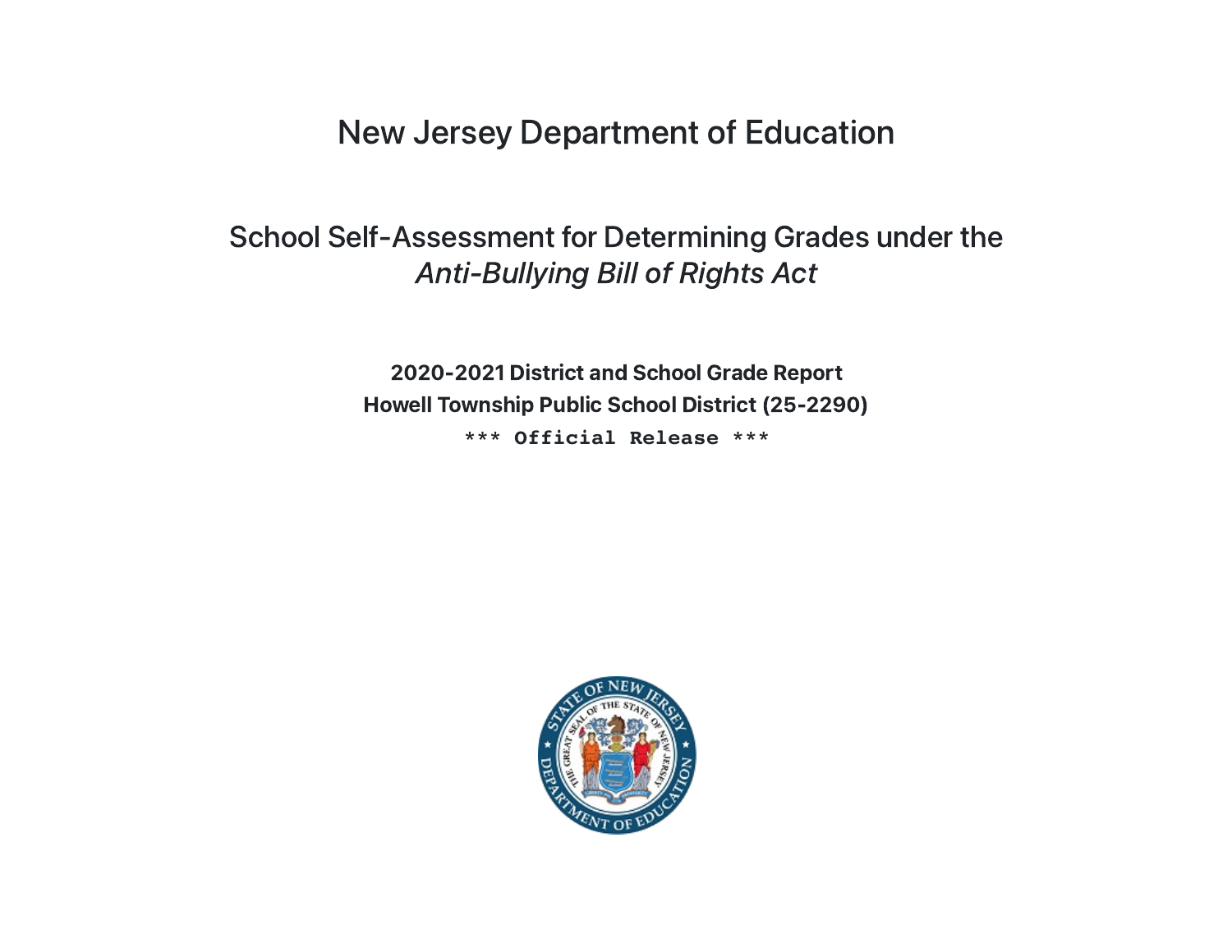# New Jersey Department of Education

## School Self-Assessment for Determining Grades under the *Anti-Bullying Bill of Rights Act*

**2020-2021 District and School Grade Report**

**Howell Township Public School District (25-2290)**

**\*\*\* Official Release \*\*\***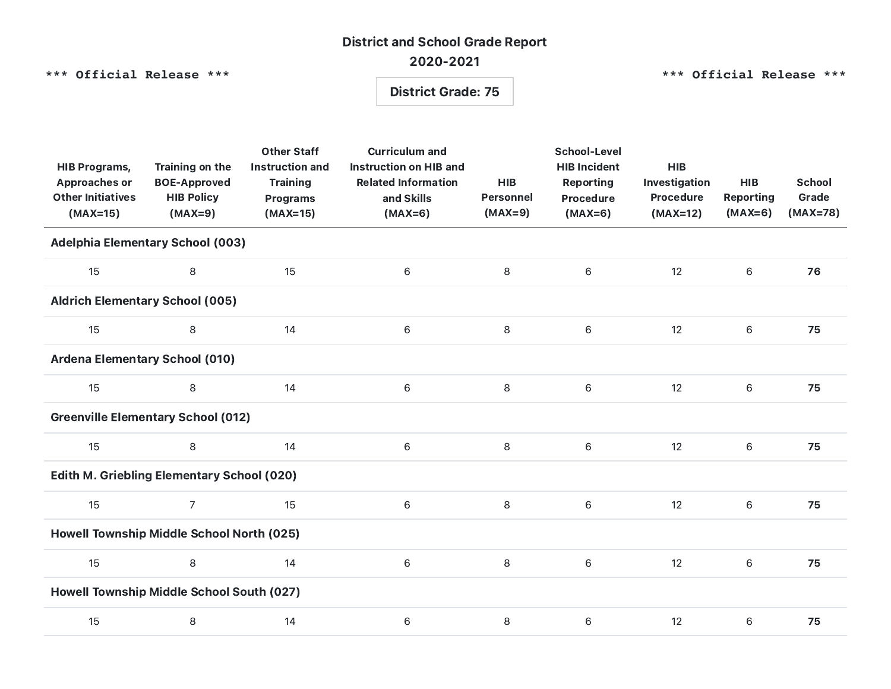# District and School Grade Report

## 2020-2021

*** Official Release ***

**District Grade: 75**

| HIB Programs, Approaches or Other Initiatives (MAX=15) | Training on the BOE-Approved HIB Policy (MAX=9) | Other Staff Instruction and Training Programs (MAX=15) | Curriculum and Instruction on HIB and Related Information and Skills (MAX=6) | HIB Personnel (MAX=9) | School-Level HIB Incident Reporting Procedure (MAX=6) | HIB Investigation Procedure (MAX=12) | HIB Reporting (MAX=6) | School Grade (MAX=78) |
|---|---|---|---|---|---|---|---|---|
| **Adelphia Elementary School (003)** | | | | | | | | |
| 15 | 8 | 15 | 6 | 8 | 6 | 12 | 6 | **76** |
| **Aldrich Elementary School (005)** | | | | | | | | |
| 15 | 8 | 14 | 6 | 8 | 6 | 12 | 6 | **75** |
| **Ardena Elementary School (010)** | | | | | | | | |
| 15 | 8 | 14 | 6 | 8 | 6 | 12 | 6 | **75** |
| **Greenville Elementary School (012)** | | | | | | | | |
| 15 | 8 | 14 | 6 | 8 | 6 | 12 | 6 | **75** |
| **Edith M. Griebling Elementary School (020)** | | | | | | | | |
| 15 | 7 | 15 | 6 | 8 | 6 | 12 | 6 | **75** |
| **Howell Township Middle School North (025)** | | | | | | | | |
| 15 | 8 | 14 | 6 | 8 | 6 | 12 | 6 | **75** |
| **Howell Township Middle School South (027)** | | | | | | | | |
| 15 | 8 | 14 | 6 | 8 | 6 | 12 | 6 | **75** |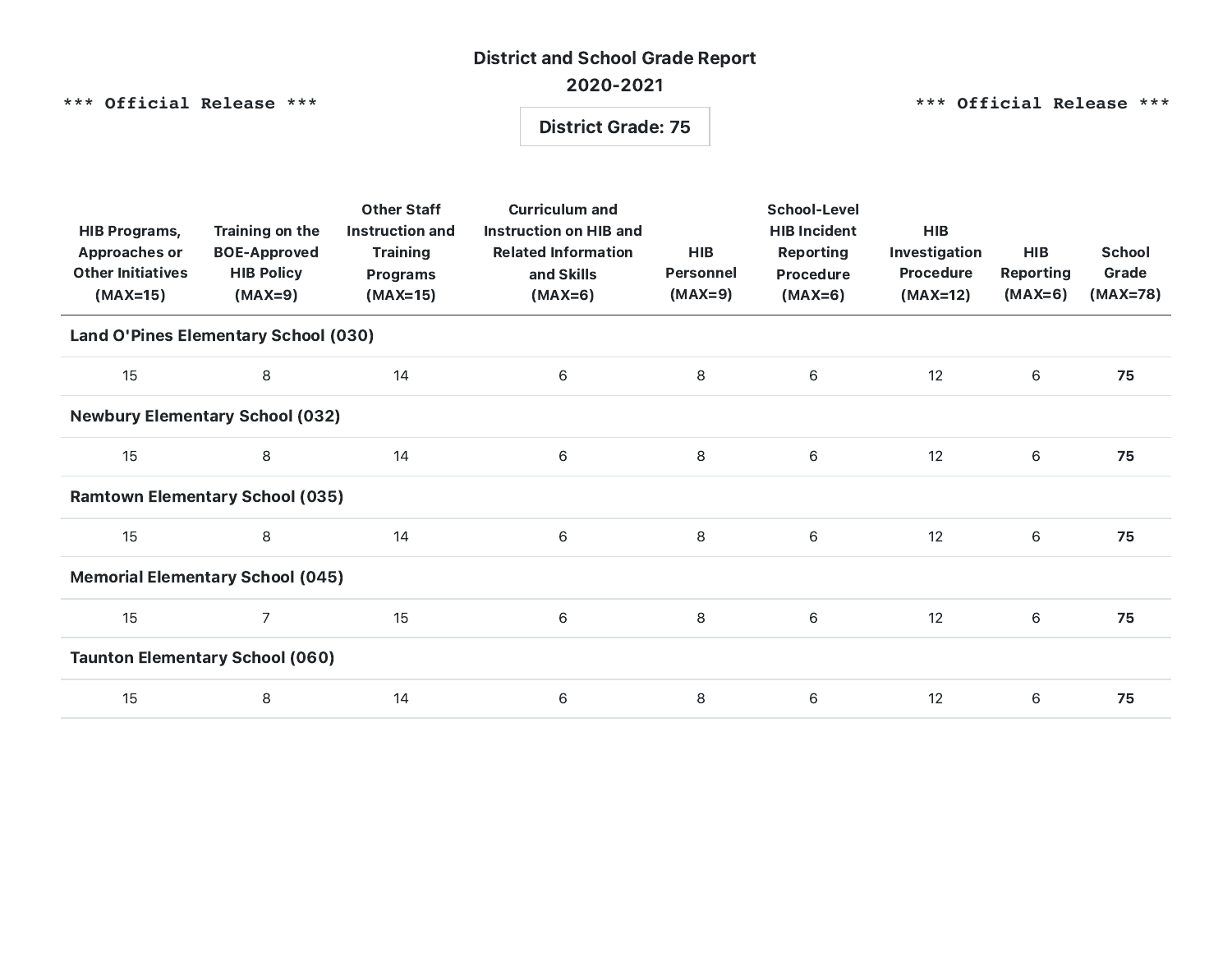# District and School Grade Report

## 2020-2021

\*\*\* Official Release \*\*\*

**District Grade: 75**

| HIB Programs, Approaches or Other Initiatives (MAX=15) | Training on the BOE-Approved HIB Policy (MAX=9) | Other Staff Instruction and Training Programs (MAX=15) | Curriculum and Instruction on HIB and Related Information and Skills (MAX=6) | HIB Personnel (MAX=9) | School-Level HIB Incident Reporting Procedure (MAX=6) | HIB Investigation Procedure (MAX=12) | HIB Reporting (MAX=6) | School Grade (MAX=78) |
|---|---|---|---|---|---|---|---|---|
| **Land O'Pines Elementary School (030)** | | | | | | | | |
| 15 | 8 | 14 | 6 | 8 | 6 | 12 | 6 | **75** |
| **Newbury Elementary School (032)** | | | | | | | | |
| 15 | 8 | 14 | 6 | 8 | 6 | 12 | 6 | **75** |
| **Ramtown Elementary School (035)** | | | | | | | | |
| 15 | 8 | 14 | 6 | 8 | 6 | 12 | 6 | **75** |
| **Memorial Elementary School (045)** | | | | | | | | |
| 15 | 7 | 15 | 6 | 8 | 6 | 12 | 6 | **75** |
| **Taunton Elementary School (060)** | | | | | | | | |
| 15 | 8 | 14 | 6 | 8 | 6 | 12 | 6 | **75** |